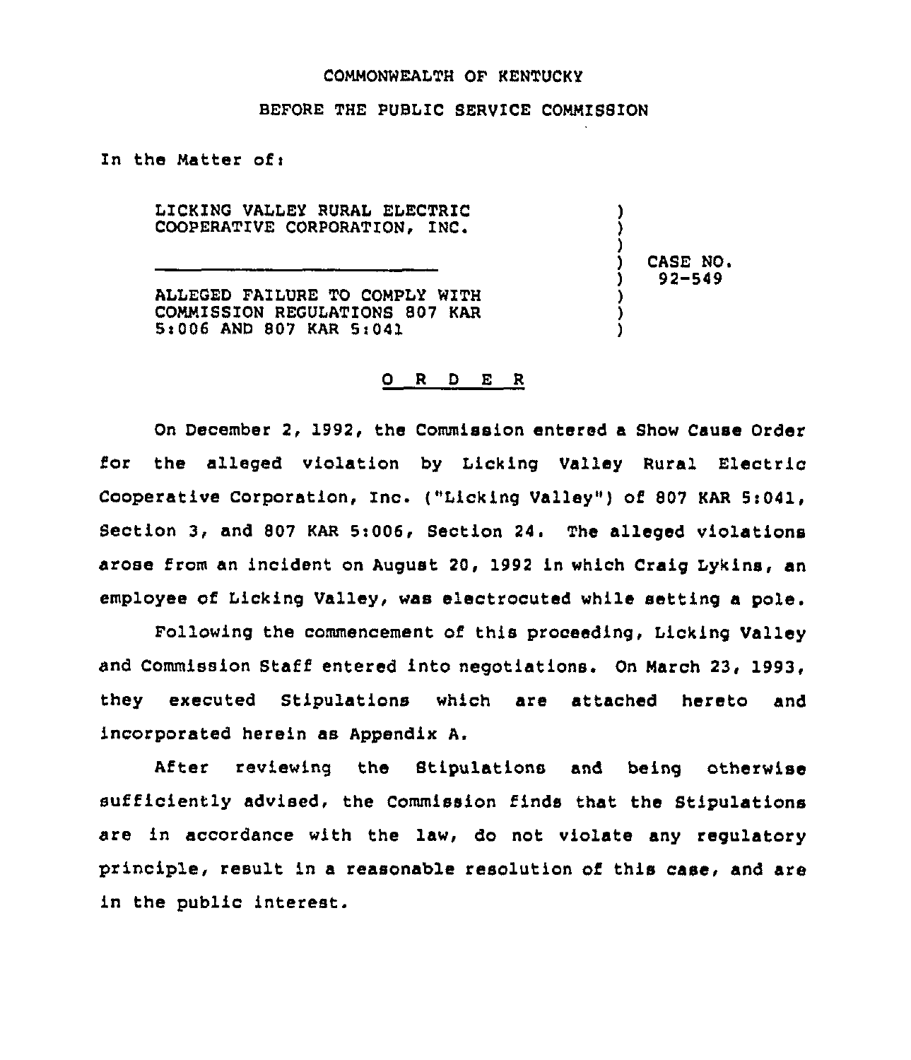COMMONWEALTH OF KENTUCKY

BEFORE THE PUBLIC SERVICE COMMISSION

In the Matter of:

| | | |
|---|---|---|
| LICKING VALLEY RURAL ELECTRIC COOPERATIVE CORPORATION, INC. | ) | CASE NO. 92-549 |
| ALLEGED FAILURE TO COMPLY WITH COMMISSION REGULATIONS 807 KAR 5:006 AND 807 KAR 5:041 | ) | |

# O R D E R

On December 2, 1992, the Commission entered a Show Cause Order for the alleged violation by Licking Valley Rural Electric Cooperative Corporation, Inc. ("Licking Valley") of 807 KAR 5:041, Section 3, and 807 KAR 5:006, Section 24. The alleged violations arose from an incident on August 20, 1992 in which Craig Lykins, an employee of Licking Valley, was electrocuted while setting a pole.

Following the commencement of this proceeding, Licking Valley and Commission Staff entered into negotiations. On March 23, 1993, they executed Stipulations which are attached hereto and incorporated herein as Appendix A.

After reviewing the Stipulations and being otherwise sufficiently advised, the Commission finds that the Stipulations are in accordance with the law, do not violate any regulatory principle, result in a reasonable resolution of this case, and are in the public interest.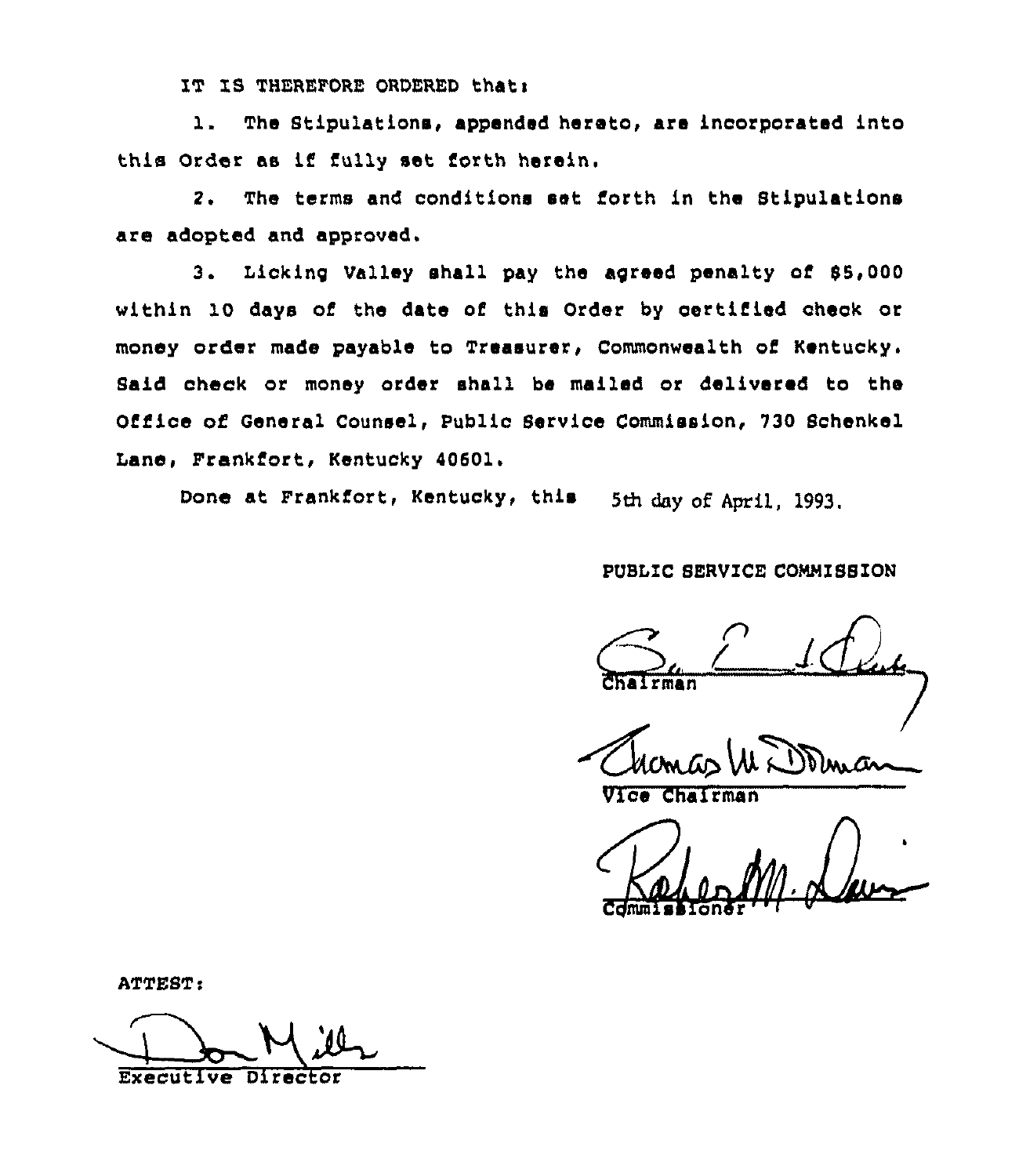IT IS THEREFORE ORDERED that:

1. The Stipulations, appended hereto, are incorporated into this Order as if fully set forth herein.

2. The terms and conditions set forth in the Stipulations are adopted and approved.

3. Licking Valley shall pay the agreed penalty of $5,000 within 10 days of the date of this Order by certified check or money order made payable to Treasurer, Commonwealth of Kentucky. Said check or money order shall be mailed or delivered to the Office of General Counsel, Public Service Commission, 730 Schenkel Lane, Frankfort, Kentucky 40601.

Done at Frankfort, Kentucky, this 5th day of April, 1993.

PUBLIC SERVICE COMMISSION

Chairman

Vice Chairman

Commissioner

ATTEST:

Executive Director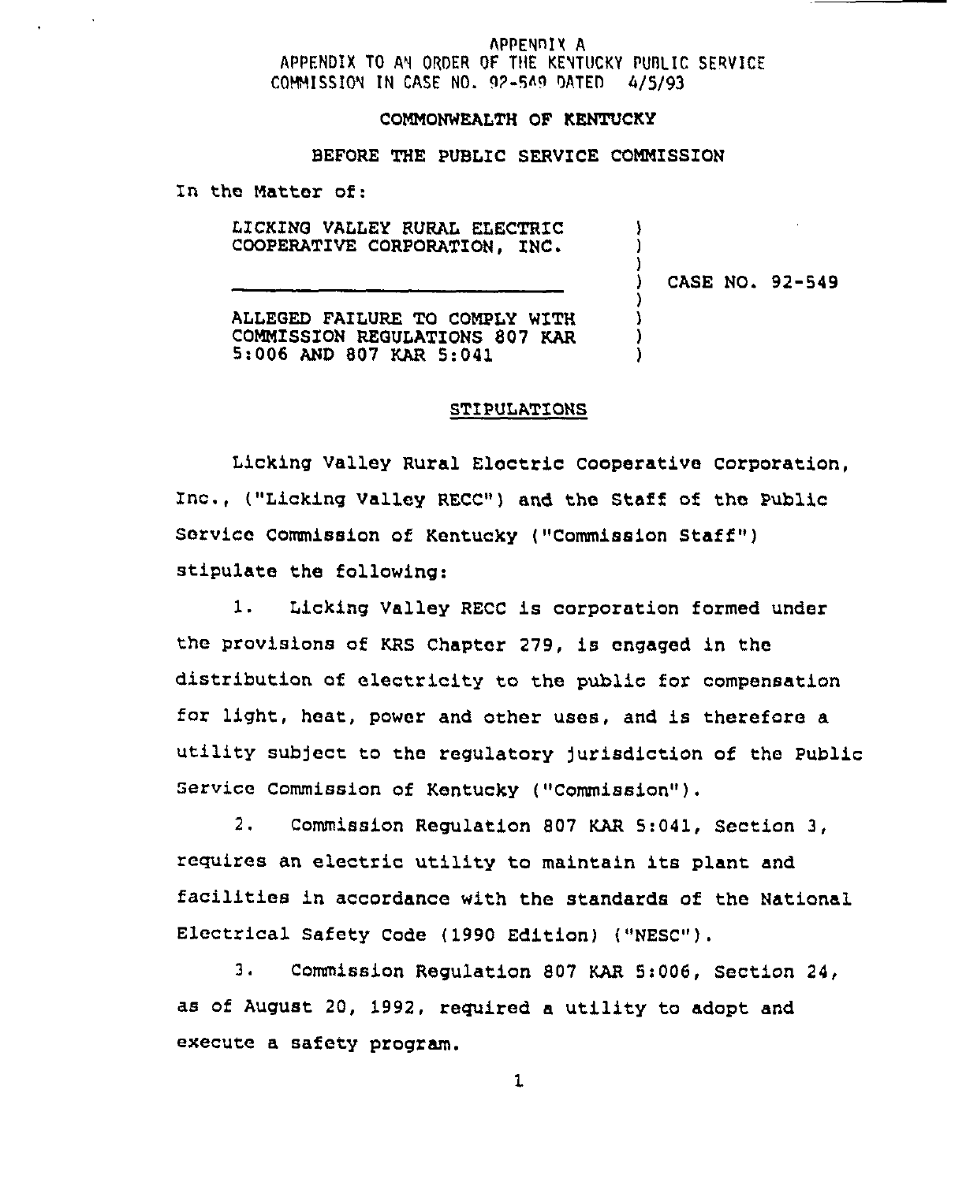APPENDIX A
APPENDIX TO AN ORDER OF THE KENTUCKY PUBLIC SERVICE COMMISSION IN CASE NO. 92-549 DATED 4/5/93

COMMONWEALTH OF KENTUCKY

BEFORE THE PUBLIC SERVICE COMMISSION

In the Matter of:

LICKING VALLEY RURAL ELECTRIC COOPERATIVE CORPORATION, INC.

ALLEGED FAILURE TO COMPLY WITH COMMISSION REGULATIONS 807 KAR 5:006 AND 807 KAR 5:041

) CASE NO. 92-549

STIPULATIONS

Licking Valley Rural Electric Cooperative Corporation, Inc., ("Licking Valley RECC") and the Staff of the Public Service Commission of Kentucky ("Commission Staff") stipulate the following:

1. Licking Valley RECC is corporation formed under the provisions of KRS Chapter 279, is engaged in the distribution of electricity to the public for compensation for light, heat, power and other uses, and is therefore a utility subject to the regulatory jurisdiction of the Public Service Commission of Kentucky ("Commission").

2. Commission Regulation 807 KAR 5:041, Section 3, requires an electric utility to maintain its plant and facilities in accordance with the standards of the National Electrical Safety Code (1990 Edition) ("NESC").

3. Commission Regulation 807 KAR 5:006, Section 24, as of August 20, 1992, required a utility to adopt and execute a safety program.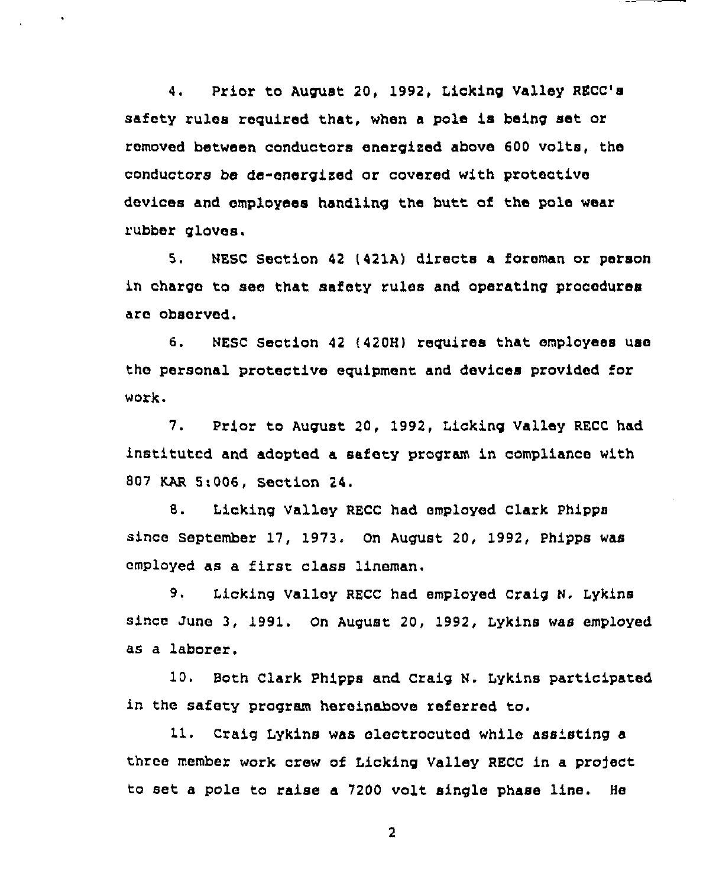4. Prior to August 20, 1992, Licking Valley RECC's safety rules required that, when a pole is being set or removed between conductors energized above 600 volts, the conductors be de-energized or covered with protective devices and employees handling the butt of the pole wear rubber gloves.

5. NESC Section 42 (421A) directs a foreman or person in charge to see that safety rules and operating procedures are observed.

6. NESC Section 42 (420H) requires that employees use the personal protective equipment and devices provided for work.

7. Prior to August 20, 1992, Licking Valley RECC had instituted and adopted a safety program in compliance with 807 KAR 5:006, Section 24.

8. Licking Valley RECC had employed Clark Phipps since September 17, 1973. On August 20, 1992, Phipps was employed as a first class lineman.

9. Licking Valley RECC had employed Craig N. Lykins since June 3, 1991. On August 20, 1992, Lykins was employed as a laborer.

10. Both Clark Phipps and Craig N. Lykins participated in the safety program hereinabove referred to.

11. Craig Lykins was electrocuted while assisting a three member work crew of Licking Valley RECC in a project to set a pole to raise a 7200 volt single phase line. He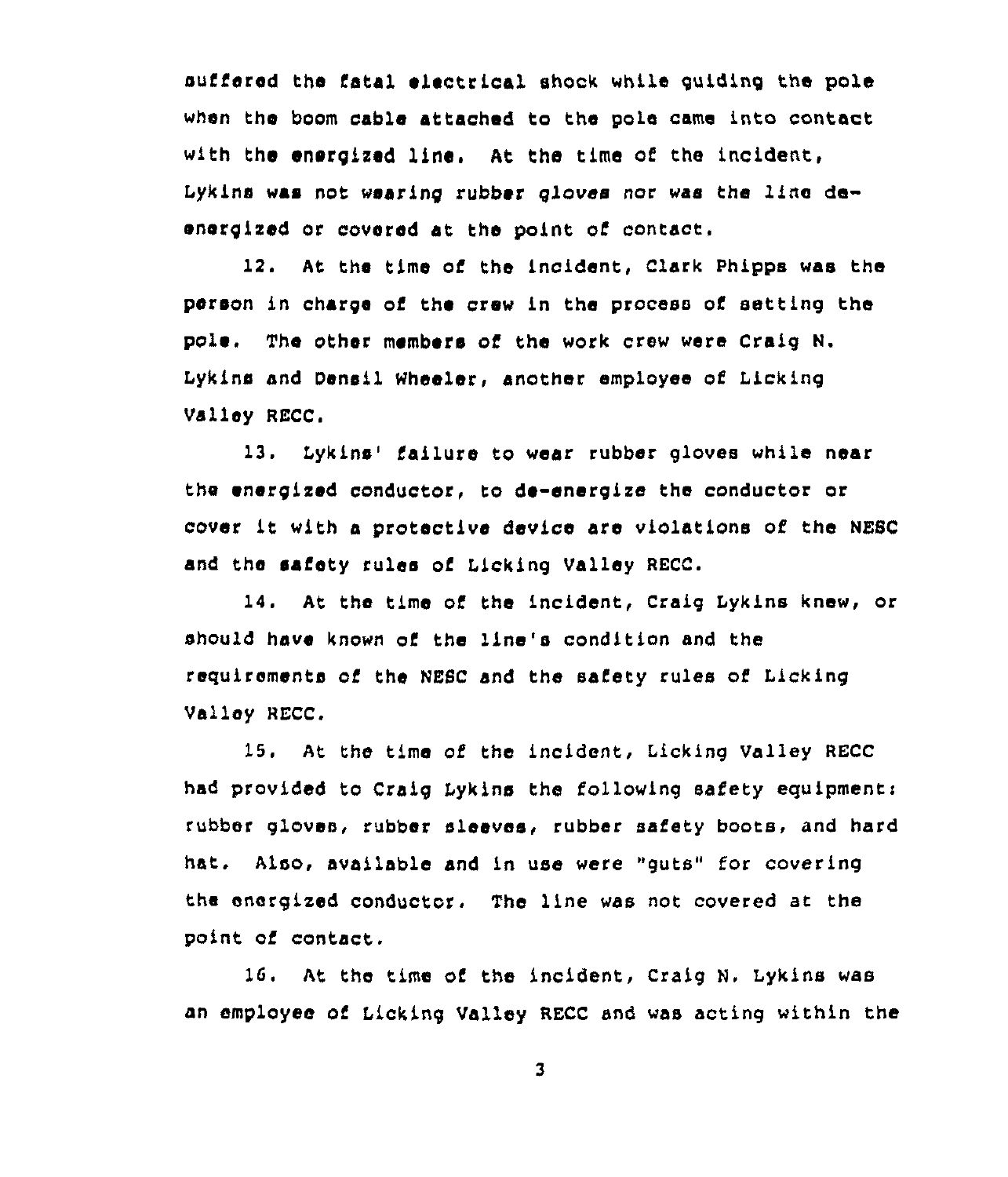suffered the fatal electrical shock while guiding the pole when the boom cable attached to the pole came into contact with the energized line. At the time of the incident, Lykins was not wearing rubber gloves nor was the line de-energized or covered at the point of contact.

12. At the time of the incident, Clark Phipps was the person in charge of the crew in the process of setting the pole. The other members of the work crew were Craig N. Lykins and Densil Wheeler, another employee of Licking Valley RECC.

13. Lykins' failure to wear rubber gloves while near the energized conductor, to de-energize the conductor or cover it with a protective device are violations of the NESC and the safety rules of Licking Valley RECC.

14. At the time of the incident, Craig Lykins knew, or should have known of the line's condition and the requirements of the NESC and the safety rules of Licking Valley RECC.

15. At the time of the incident, Licking Valley RECC had provided to Craig Lykins the following safety equipment: rubber gloves, rubber sleeves, rubber safety boots, and hard hat. Also, available and in use were "guts" for covering the energized conductor. The line was not covered at the point of contact.

16. At the time of the incident, Craig N. Lykins was an employee of Licking Valley RECC and was acting within the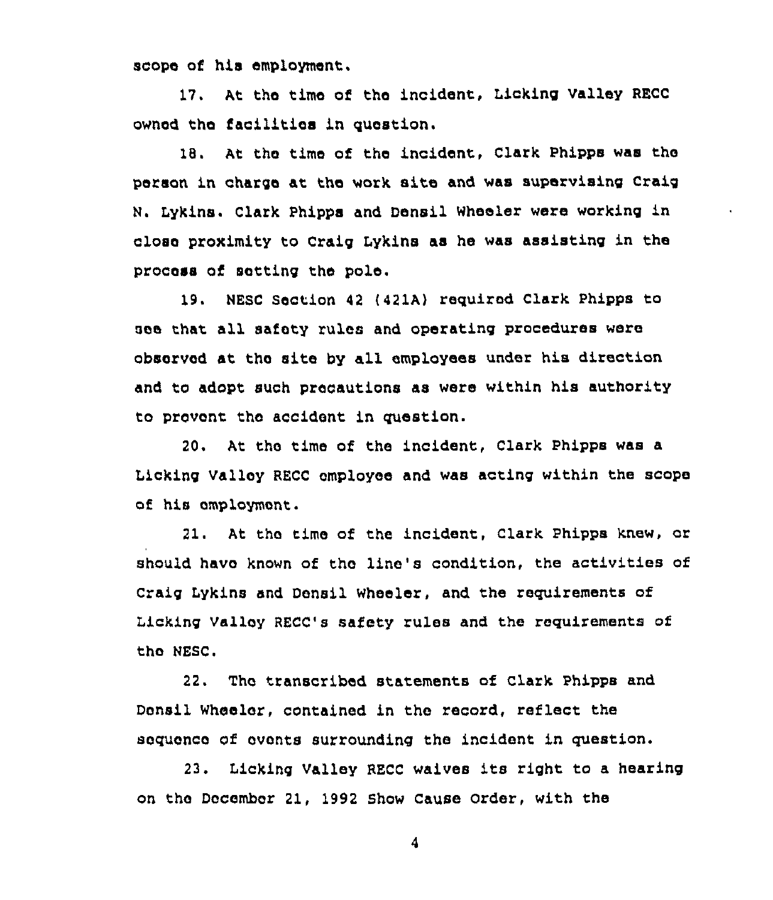scope of his employment.

17. At the time of the incident, Licking Valley RECC owned the facilities in question.

18. At the time of the incident, Clark Phipps was the person in charge at the work site and was supervising Craig N. Lykins. Clark Phipps and Densil Wheeler were working in close proximity to Craig Lykins as he was assisting in the process of setting the pole.

19. NESC Section 42 (421A) required Clark Phipps to see that all safety rules and operating procedures were observed at the site by all employees under his direction and to adopt such precautions as were within his authority to prevent the accident in question.

20. At the time of the incident, Clark Phipps was a Licking Valley RECC employee and was acting within the scope of his employment.

21. At the time of the incident, Clark Phipps knew, or should have known of the line's condition, the activities of Craig Lykins and Densil Wheeler, and the requirements of Licking Valley RECC's safety rules and the requirements of the NESC.

22. The transcribed statements of Clark Phipps and Densil Wheeler, contained in the record, reflect the sequence of events surrounding the incident in question.

23. Licking Valley RECC waives its right to a hearing on the December 21, 1992 Show Cause Order, with the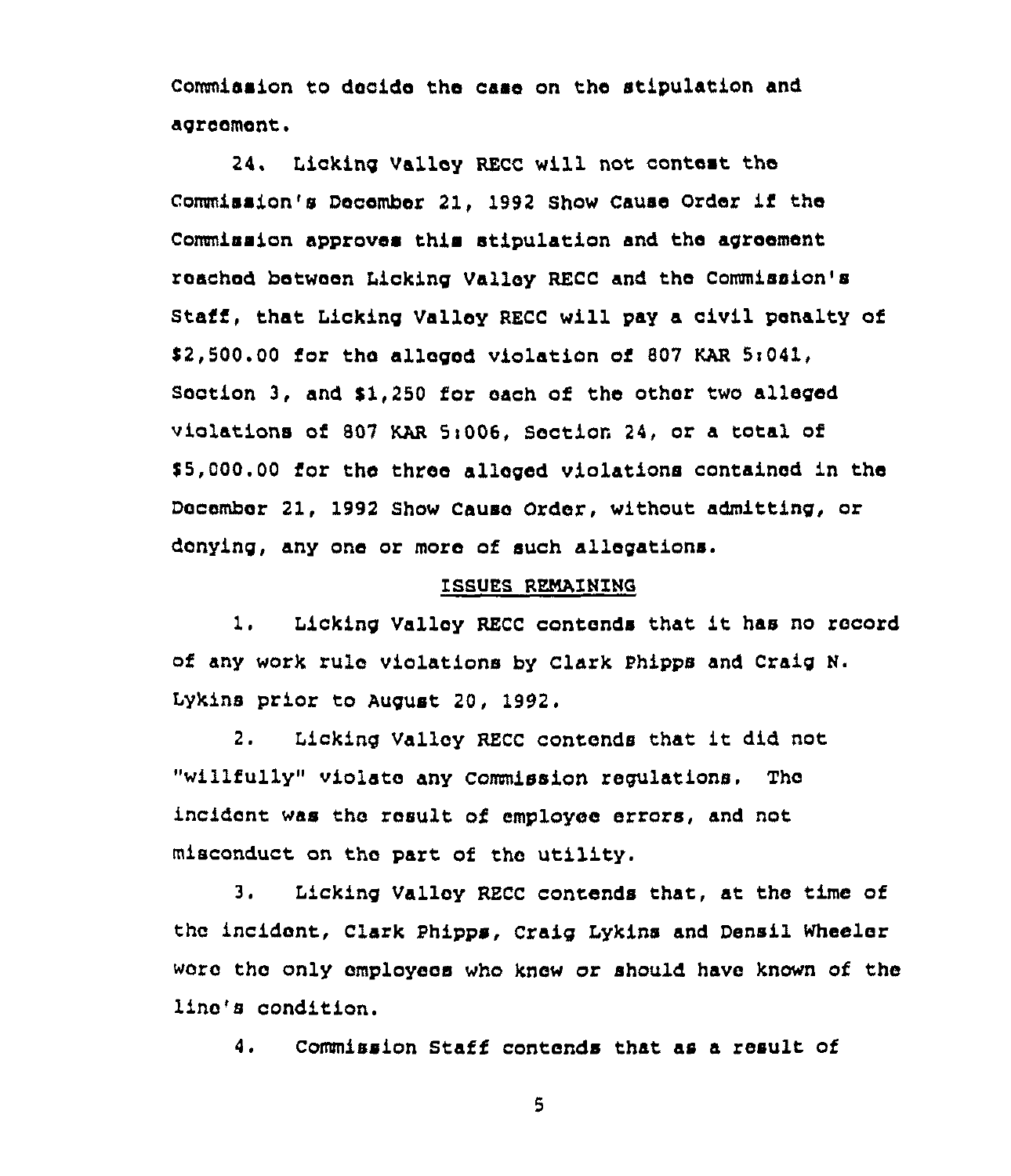Commission to decide the case on the stipulation and agreement.

24. Licking Valley RECC will not contest the Commission's December 21, 1992 Show Cause Order if the Commission approves this stipulation and the agreement reached between Licking Valley RECC and the Commission's Staff, that Licking Valley RECC will pay a civil penalty of $2,500.00 for the alleged violation of 807 KAR 5:041, Section 3, and $1,250 for each of the other two alleged violations of 807 KAR 5:006, Section 24, or a total of $5,000.00 for the three alleged violations contained in the December 21, 1992 Show Cause Order, without admitting, or denying, any one or more of such allegations.

## ISSUES REMAINING

1. Licking Valley RECC contends that it has no record of any work rule violations by Clark Phipps and Craig N. Lykins prior to August 20, 1992.

2. Licking Valley RECC contends that it did not "willfully" violate any Commission regulations. The incident was the result of employee errors, and not misconduct on the part of the utility.

3. Licking Valley RECC contends that, at the time of the incident, Clark Phipps, Craig Lykins and Densil Wheeler were the only employees who knew or should have known of the line's condition.

4. Commission Staff contends that as a result of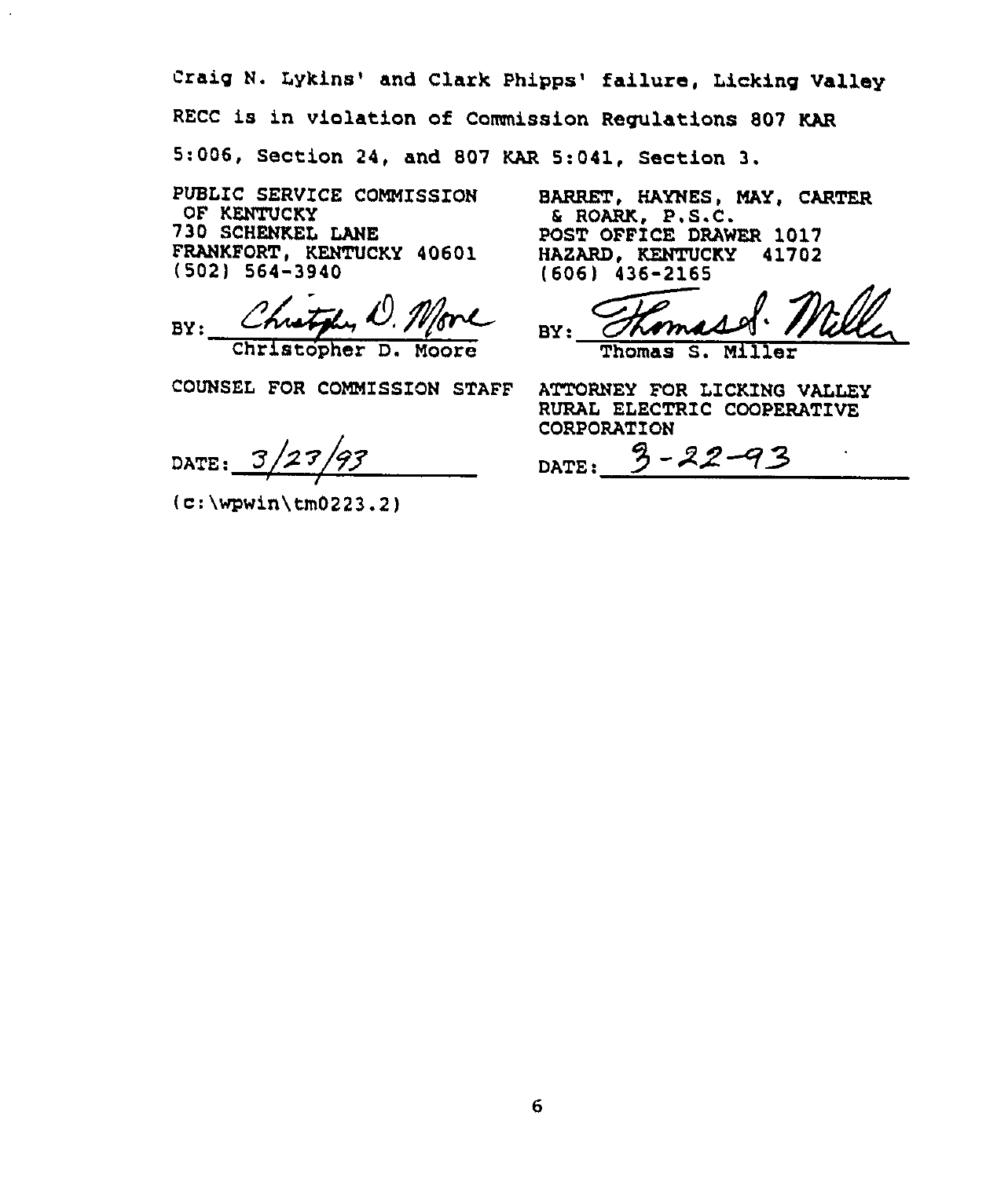Craig N. Lykins' and Clark Phipps' failure, Licking Valley RECC is in violation of Commission Regulations 807 KAR 5:006, Section 24, and 807 KAR 5:041, Section 3.

PUBLIC SERVICE COMMISSION
OF KENTUCKY
730 SCHENKEL LANE
FRANKFORT, KENTUCKY 40601
(502) 564-3940

BY: Christopher D. Moore
Christopher D. Moore

COUNSEL FOR COMMISSION STAFF

DATE: 3/23/93

BARRET, HAYNES, MAY, CARTER
& ROARK, P.S.C.
POST OFFICE DRAWER 1017
HAZARD, KENTUCKY 41702
(606) 436-2165

BY: Thomas S. Miller
Thomas S. Miller

ATTORNEY FOR LICKING VALLEY
RURAL ELECTRIC COOPERATIVE
CORPORATION

DATE: 3-22-93

(c:\wpwin\tm0223.2)